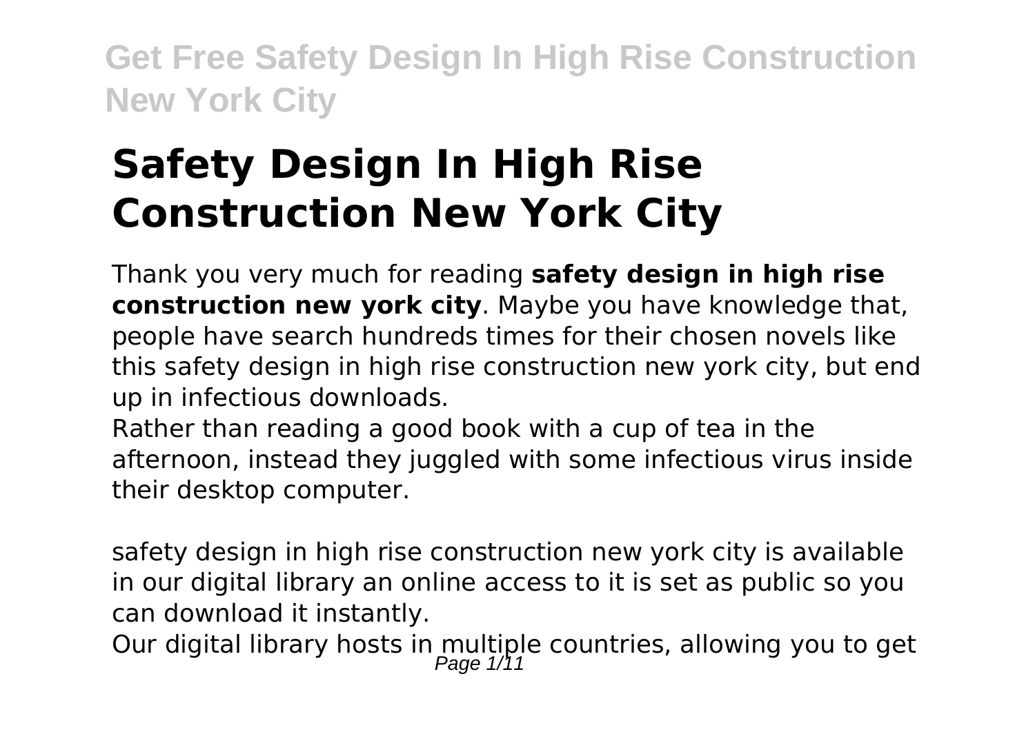# Safety Design In High Rise Construction New York City

Thank you very much for reading **safety design in high rise construction new york city**. Maybe you have knowledge that, people have search hundreds times for their chosen novels like this safety design in high rise construction new york city, but end up in infectious downloads.

Rather than reading a good book with a cup of tea in the afternoon, instead they juggled with some infectious virus inside their desktop computer.

safety design in high rise construction new york city is available in our digital library an online access to it is set as public so you can download it instantly.

Our digital library hosts in multiple countries, allowing you to get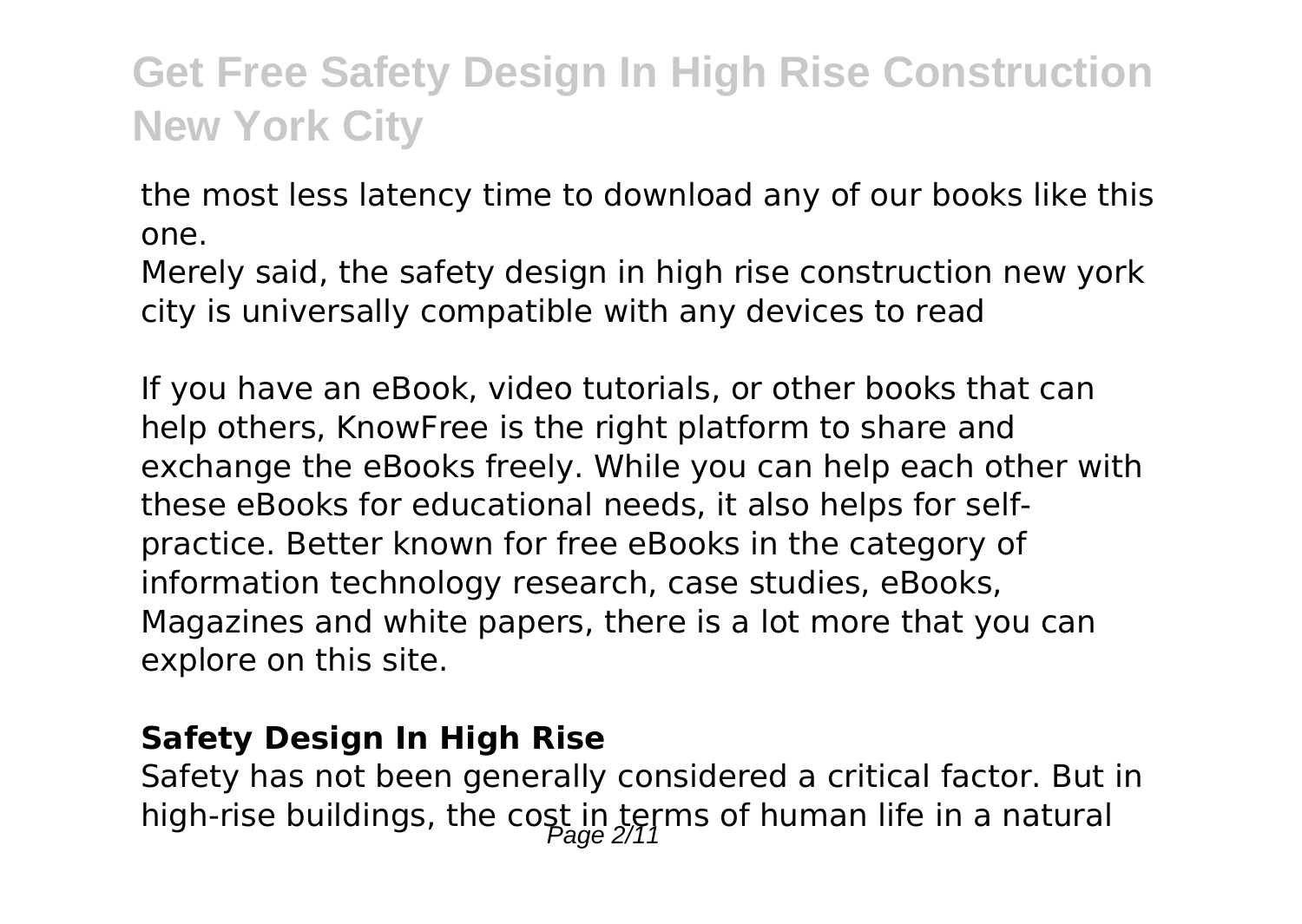the most less latency time to download any of our books like this one.

Merely said, the safety design in high rise construction new york city is universally compatible with any devices to read

If you have an eBook, video tutorials, or other books that can help others, KnowFree is the right platform to share and exchange the eBooks freely. While you can help each other with these eBooks for educational needs, it also helps for self-practice. Better known for free eBooks in the category of information technology research, case studies, eBooks, Magazines and white papers, there is a lot more that you can explore on this site.

### Safety Design In High Rise

Safety has not been generally considered a critical factor. But in high-rise buildings, the cost in terms of human life in a natural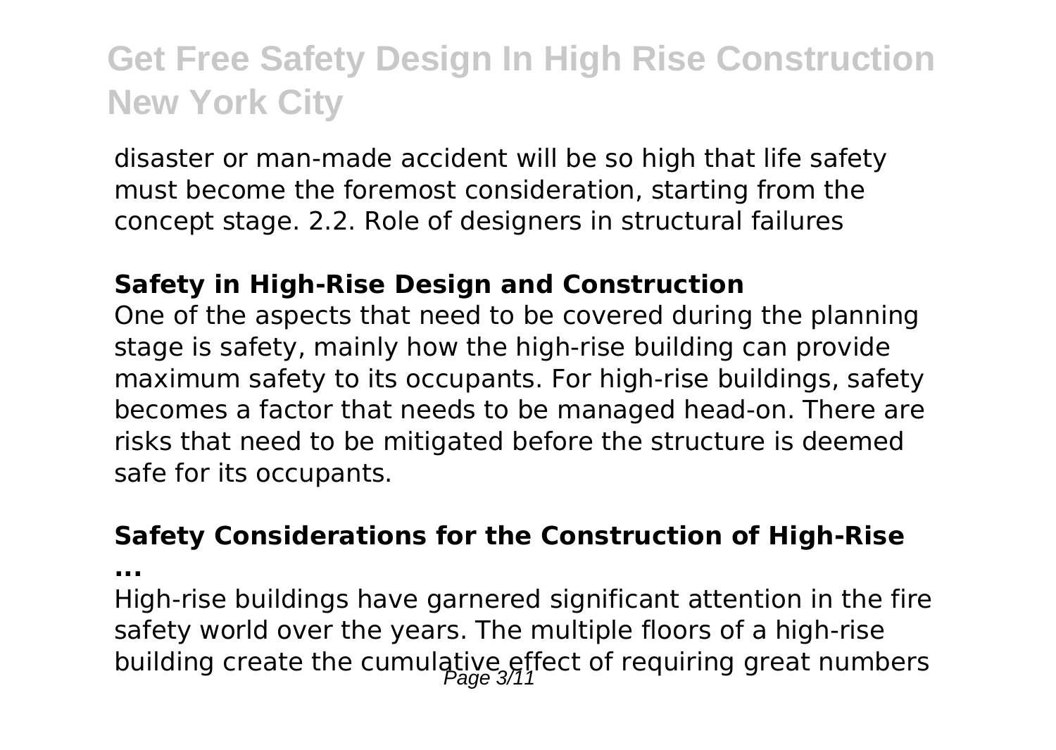disaster or man-made accident will be so high that life safety must become the foremost consideration, starting from the concept stage. 2.2. Role of designers in structural failures

### Safety in High-Rise Design and Construction

One of the aspects that need to be covered during the planning stage is safety, mainly how the high-rise building can provide maximum safety to its occupants. For high-rise buildings, safety becomes a factor that needs to be managed head-on. There are risks that need to be mitigated before the structure is deemed safe for its occupants.

### Safety Considerations for the Construction of High-Rise ...

High-rise buildings have garnered significant attention in the fire safety world over the years. The multiple floors of a high-rise building create the cumulative effect of requiring great numbers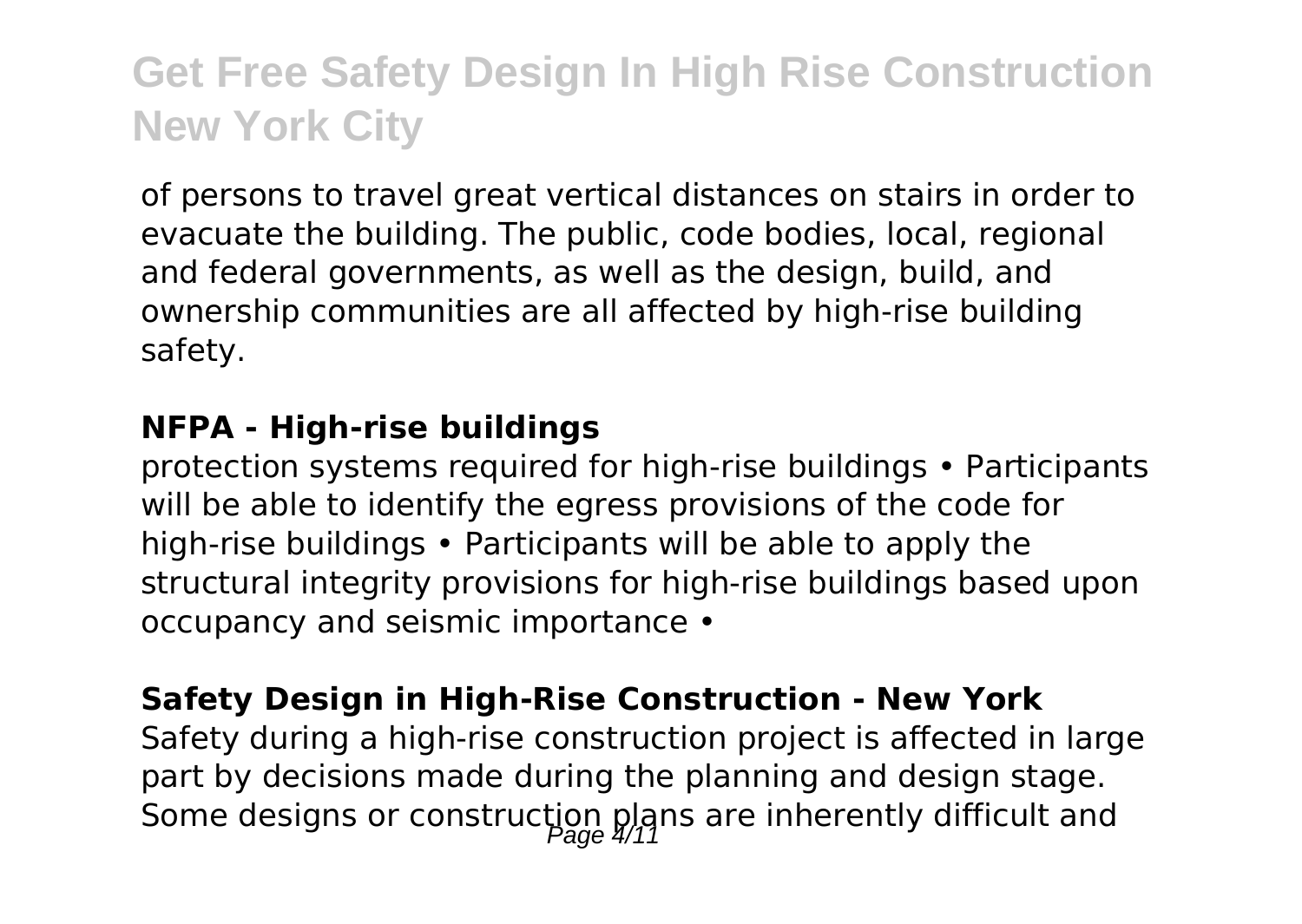of persons to travel great vertical distances on stairs in order to evacuate the building. The public, code bodies, local, regional and federal governments, as well as the design, build, and ownership communities are all affected by high-rise building safety.

### NFPA - High-rise buildings

protection systems required for high-rise buildings • Participants will be able to identify the egress provisions of the code for high-rise buildings • Participants will be able to apply the structural integrity provisions for high-rise buildings based upon occupancy and seismic importance •

### Safety Design in High-Rise Construction - New York

Safety during a high-rise construction project is affected in large part by decisions made during the planning and design stage. Some designs or construction plans are inherently difficult and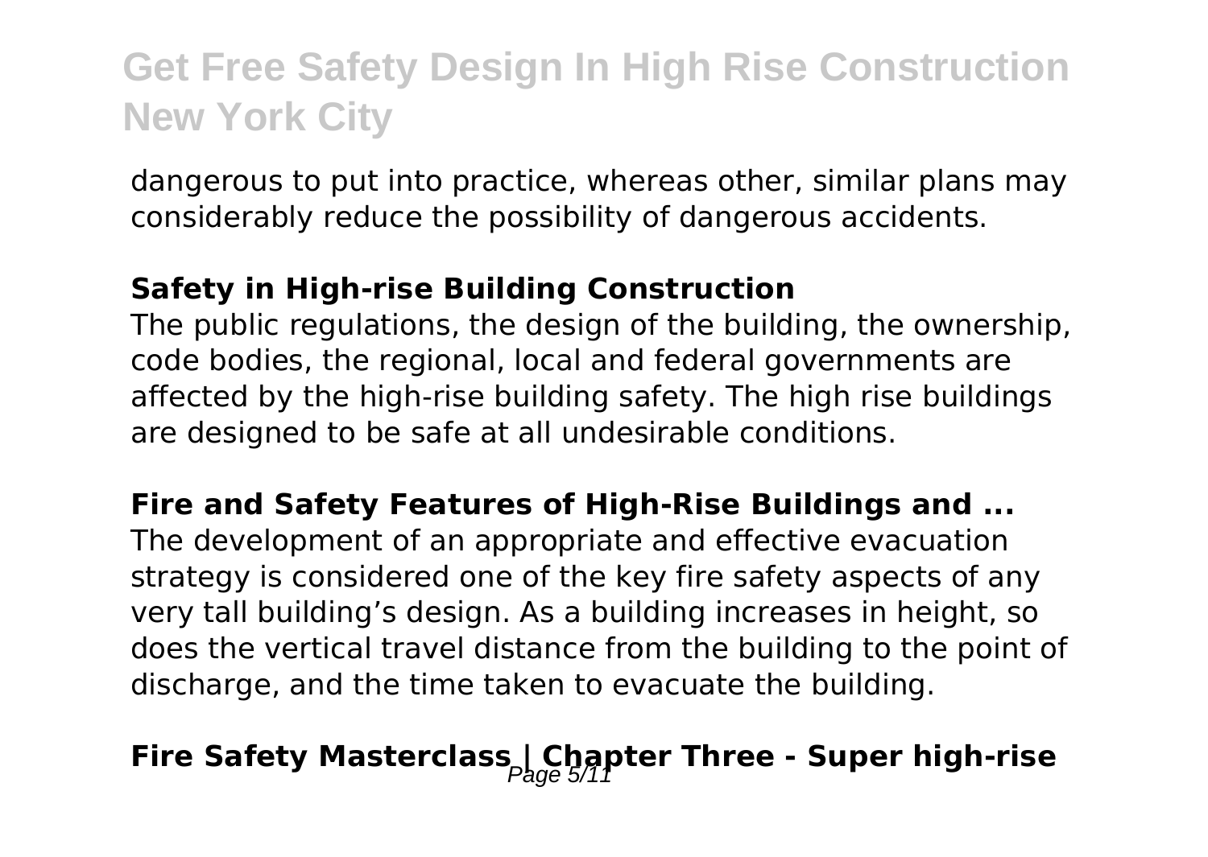dangerous to put into practice, whereas other, similar plans may considerably reduce the possibility of dangerous accidents.

**Safety in High-rise Building Construction**

The public regulations, the design of the building, the ownership, code bodies, the regional, local and federal governments are affected by the high-rise building safety. The high rise buildings are designed to be safe at all undesirable conditions.

**Fire and Safety Features of High-Rise Buildings and ...**

The development of an appropriate and effective evacuation strategy is considered one of the key fire safety aspects of any very tall building's design. As a building increases in height, so does the vertical travel distance from the building to the point of discharge, and the time taken to evacuate the building.

**Fire Safety Masterclass | Chapter Three - Super high-rise**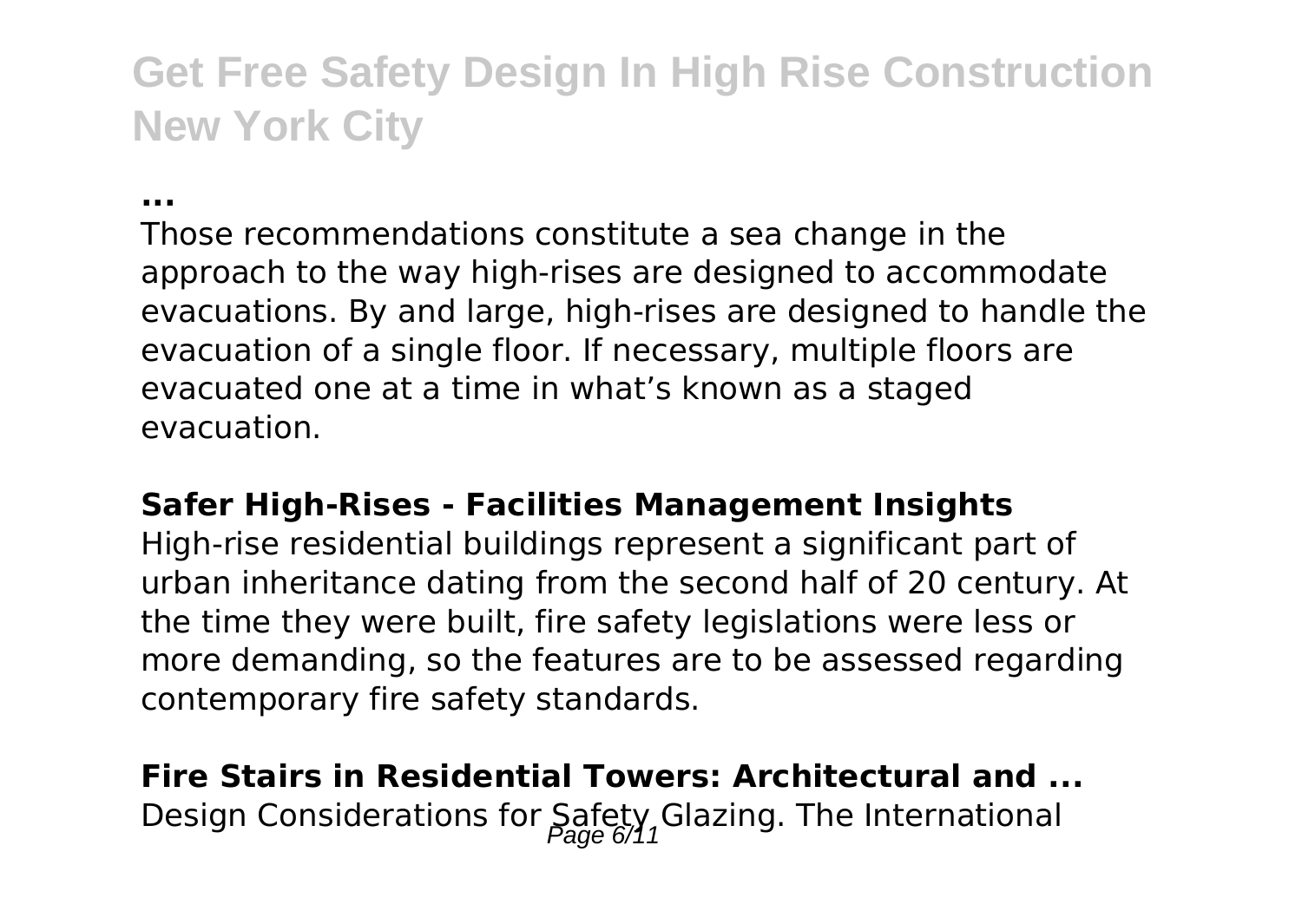**...**

Those recommendations constitute a sea change in the approach to the way high-rises are designed to accommodate evacuations. By and large, high-rises are designed to handle the evacuation of a single floor. If necessary, multiple floors are evacuated one at a time in what's known as a staged evacuation.

**Safer High-Rises - Facilities Management Insights**

High-rise residential buildings represent a significant part of urban inheritance dating from the second half of 20 century. At the time they were built, fire safety legislations were less or more demanding, so the features are to be assessed regarding contemporary fire safety standards.

**Fire Stairs in Residential Towers: Architectural and ...**

Design Considerations for Safety Glazing. The International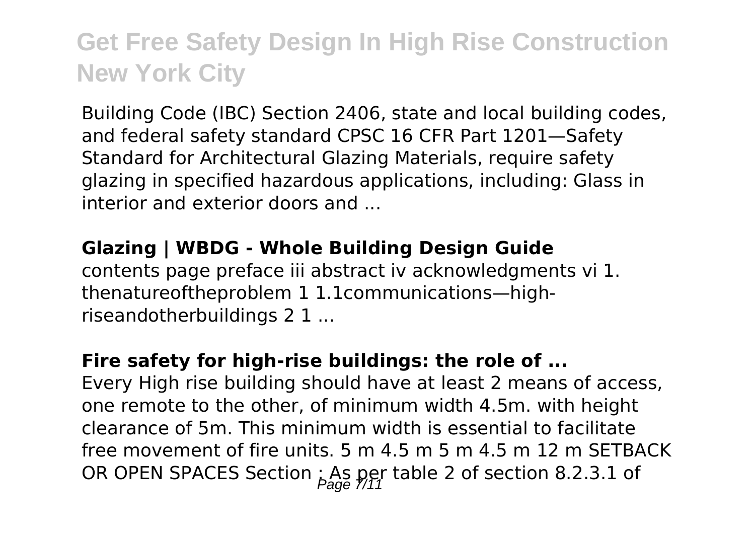Building Code (IBC) Section 2406, state and local building codes, and federal safety standard CPSC 16 CFR Part 1201—Safety Standard for Architectural Glazing Materials, require safety glazing in specified hazardous applications, including: Glass in interior and exterior doors and ...

### Glazing | WBDG - Whole Building Design Guide

contents page preface iii abstract iv acknowledgments vi 1. thenatureoftheproblem 1 1.1communications—high-riseandotherbuildings 2 1 ...

### Fire safety for high-rise buildings: the role of ...

Every High rise building should have at least 2 means of access, one remote to the other, of minimum width 4.5m. with height clearance of 5m. This minimum width is essential to facilitate free movement of fire units. 5 m 4.5 m 5 m 4.5 m 12 m SETBACK OR OPEN SPACES Section : As per table 2 of section 8.2.3.1 of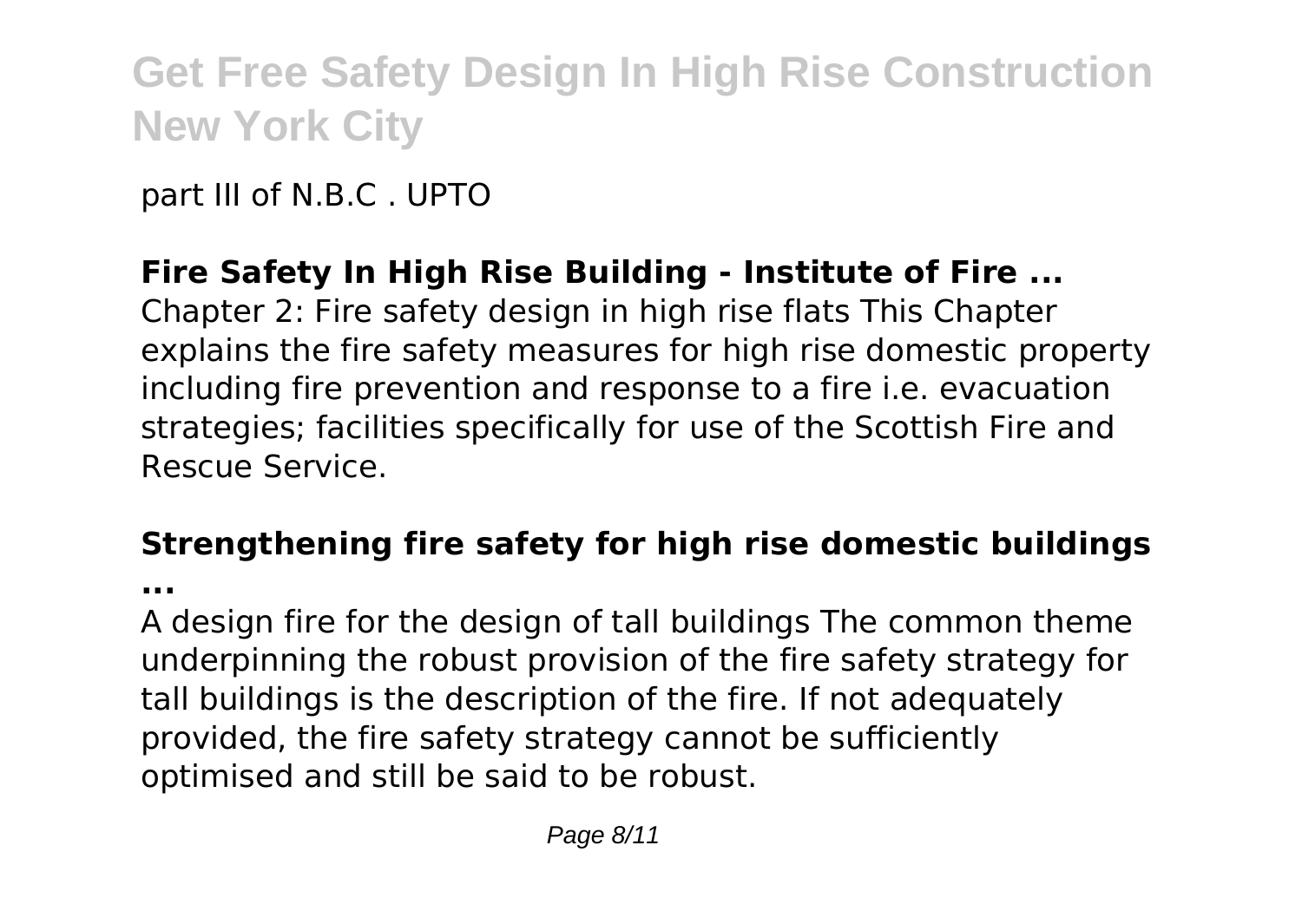part III of N.B.C . UPTO

**Fire Safety In High Rise Building - Institute of Fire ...**

Chapter 2: Fire safety design in high rise flats This Chapter explains the fire safety measures for high rise domestic property including fire prevention and response to a fire i.e. evacuation strategies; facilities specifically for use of the Scottish Fire and Rescue Service.

**Strengthening fire safety for high rise domestic buildings ...**

A design fire for the design of tall buildings The common theme underpinning the robust provision of the fire safety strategy for tall buildings is the description of the fire. If not adequately provided, the fire safety strategy cannot be sufficiently optimised and still be said to be robust.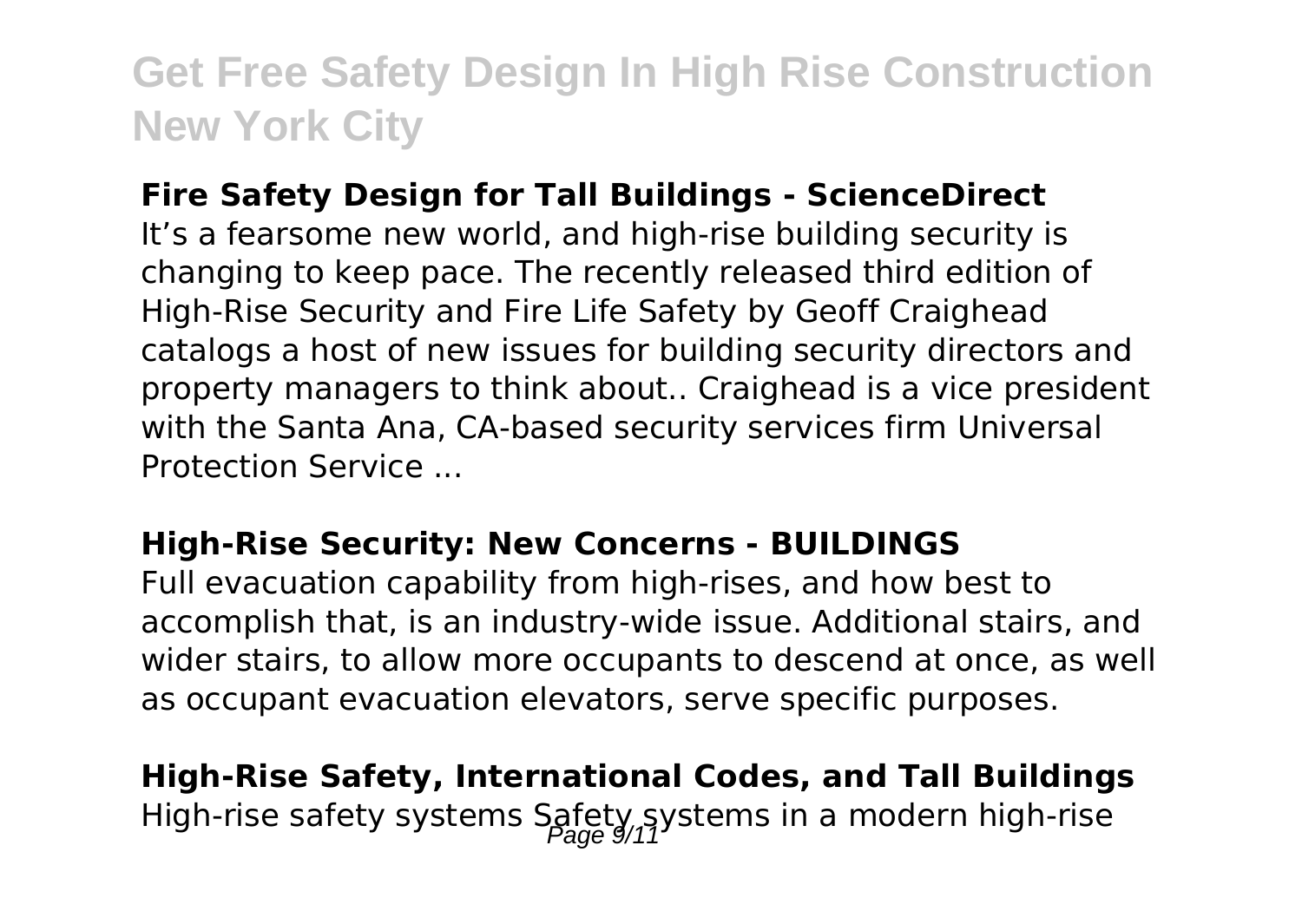**Fire Safety Design for Tall Buildings - ScienceDirect**

It's a fearsome new world, and high-rise building security is changing to keep pace. The recently released third edition of High-Rise Security and Fire Life Safety by Geoff Craighead catalogs a host of new issues for building security directors and property managers to think about.. Craighead is a vice president with the Santa Ana, CA-based security services firm Universal Protection Service ...

**High-Rise Security: New Concerns - BUILDINGS**

Full evacuation capability from high-rises, and how best to accomplish that, is an industry-wide issue. Additional stairs, and wider stairs, to allow more occupants to descend at once, as well as occupant evacuation elevators, serve specific purposes.

**High-Rise Safety, International Codes, and Tall Buildings**

High-rise safety systems Safety systems in a modern high-rise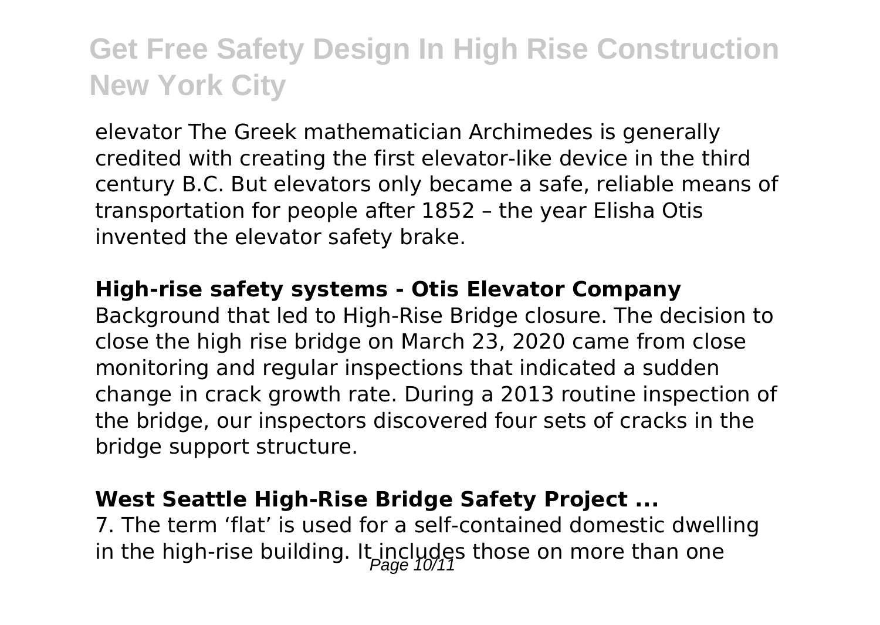elevator The Greek mathematician Archimedes is generally credited with creating the first elevator-like device in the third century B.C. But elevators only became a safe, reliable means of transportation for people after 1852 – the year Elisha Otis invented the elevator safety brake.

**High-rise safety systems - Otis Elevator Company**

Background that led to High-Rise Bridge closure. The decision to close the high rise bridge on March 23, 2020 came from close monitoring and regular inspections that indicated a sudden change in crack growth rate. During a 2013 routine inspection of the bridge, our inspectors discovered four sets of cracks in the bridge support structure.

**West Seattle High-Rise Bridge Safety Project ...**

7. The term 'flat' is used for a self-contained domestic dwelling in the high-rise building. It includes those on more than one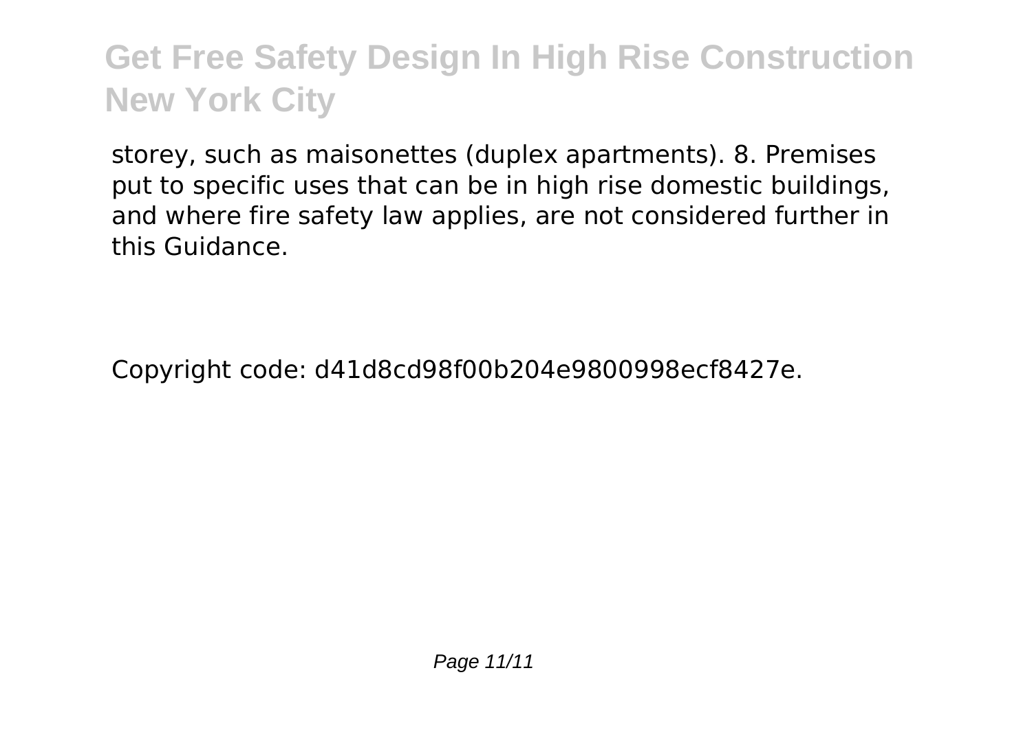storey, such as maisonettes (duplex apartments). 8. Premises put to specific uses that can be in high rise domestic buildings, and where fire safety law applies, are not considered further in this Guidance.

Copyright code: d41d8cd98f00b204e9800998ecf8427e.